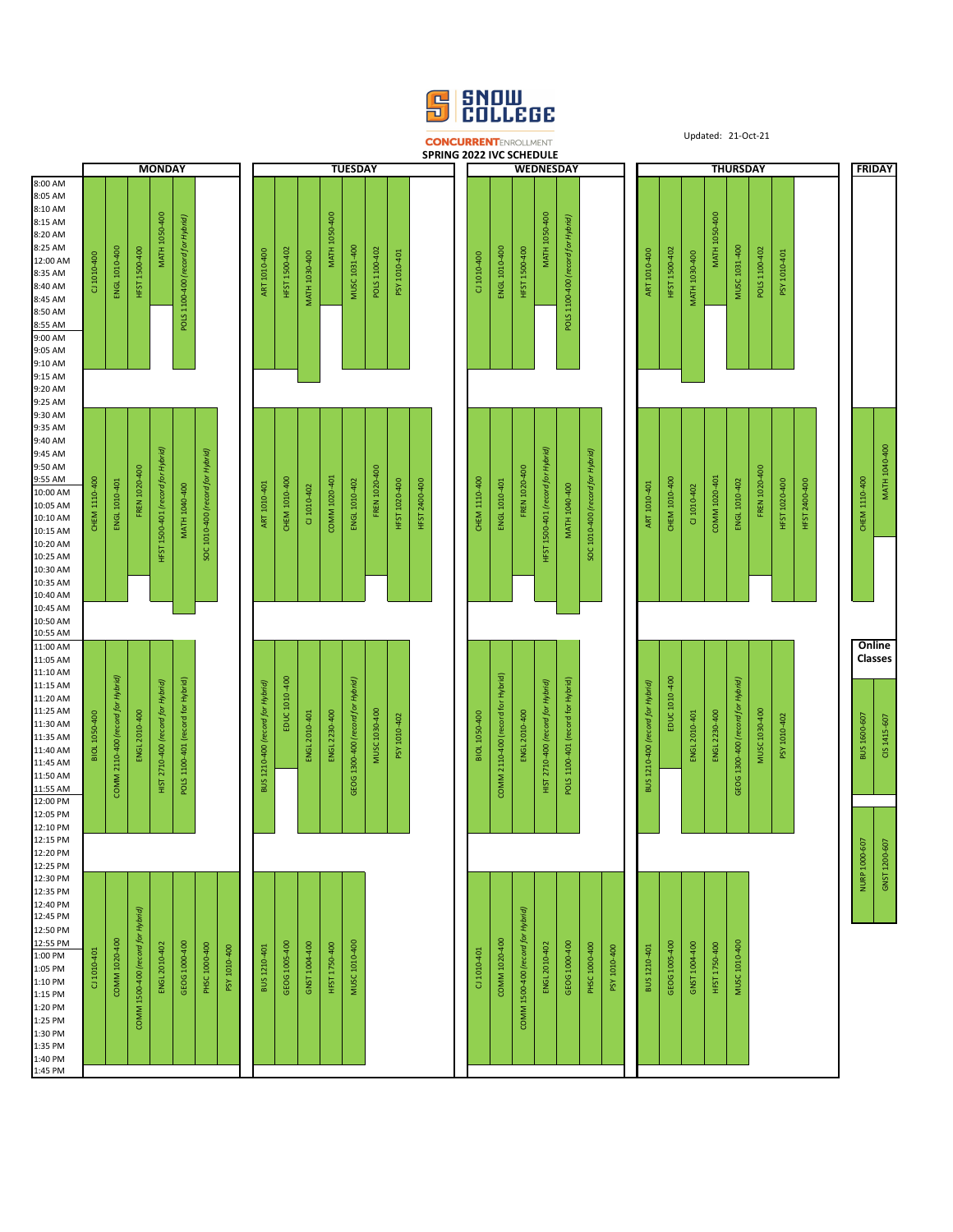# SNOW COLLEGE

**CONCURRENT**ENROLLMENT

Updated: 21-Oct-21

## SPRING 2022 IVC SCHEDULE

### MONDAY

| Time Block | Courses |
|---|---|
| 8:00 AM – 9:15 AM | CJ 1010-400; ENGL 1010-400; HFST 1500-400; MATH 1050-400; POLS 1100-400 *(record for Hybrid)* |
| 9:30 AM – 10:45 AM | CHEM 1110-400; ENGL 1010-401; FREN 1020-400; HFST 1500-401 *(record for Hybrid)*; MATH 1040-400; SOC 1010-400 *(record for Hybrid)* |
| 11:00 AM – 12:15 PM | BIOL 1050-400; COMM 2110-400 *(record for Hybrid)*; ENGL 2010-400; HIST 2710-400 *(record for Hybrid)*; POLS 1100-401 (record for Hybrid) |
| 12:30 PM – 1:45 PM | CJ 1010-401; COMM 1020-400; COMM 1500-400 *(record for Hybrid)*; ENGL 2010-402; GEOG 1000-400; PHSC 1000-400; PSY 1010-400 |

### TUESDAY

| Time Block | Courses |
|---|---|
| 8:00 AM – 9:15 AM | ART 1010-400; HFST 1500-402; MATH 1030-400; MATH 1050-400; MUSC 1031-400; POLS 1100-402; PSY 1010-401 |
| 9:30 AM – 10:45 AM | ART 1010-401; CHEM 1010-400; CJ 1010-402; COMM 1020-401; ENGL 1010-402; FREN 1020-400; HFST 1020-400; HFST 2400-400 |
| 11:00 AM – 12:15 PM | BUS 1210-400 *(record for Hybrid)*; EDUC 1010-400; ENGL 2010-401; ENGL 2230-400; GEOG 1300-400 *(record for Hybrid)*; MUSC 1030-400; PSY 1010-402 |
| 12:30 PM – 1:45 PM | BUS 1210-401; GEOG 1005-400; GNST 1004-400; HFST 1750-400; MUSC 1010-400 |

### WEDNESDAY

| Time Block | Courses |
|---|---|
| 8:00 AM – 9:15 AM | CJ 1010-400; ENGL 1010-400; HFST 1500-400; MATH 1050-400; POLS 1100-400 *(record for Hybrid)* |
| 9:30 AM – 10:45 AM | CHEM 1110-400; ENGL 1010-401; FREN 1020-400; HFST 1500-401 *(record for Hybrid)*; MATH 1040-400; SOC 1010-400 *(record for Hybrid)* |
| 11:00 AM – 12:15 PM | BIOL 1050-400; COMM 2110-400 (record for Hybrid); ENGL 2010-400; HIST 2710-400 *(record for Hybrid)*; POLS 1100-401 (record for Hybrid) |
| 12:30 PM – 1:45 PM | CJ 1010-401; COMM 1020-400; COMM 1500-400 *(record for Hybrid)*; ENGL 2010-402; GEOG 1000-400; PHSC 1000-400; PSY 1010-400 |

### THURSDAY

| Time Block | Courses |
|---|---|
| 8:00 AM – 9:15 AM | ART 1010-400; HFST 1500-402; MATH 1030-400; MATH 1050-400; MUSC 1031-400; POLS 1100-402; PSY 1010-401 |
| 9:30 AM – 10:45 AM | ART 1010-401; CHEM 1010-400; CJ 1010-402; COMM 1020-401; ENGL 1010-402; FREN 1020-400; HFST 1020-400; HFST 2400-400 |
| 11:00 AM – 12:15 PM | BUS 1210-400 *(record for Hybrid)*; EDUC 1010-400; ENGL 2010-401; ENGL 2230-400; GEOG 1300-400 *(record for Hybrid)*; MUSC 1030-400; PSY 1010-402 |
| 12:30 PM – 1:45 PM | BUS 1210-401; GEOG 1005-400; GNST 1004-400; HFST 1750-400; MUSC 1010-400 |

### FRIDAY

| Time Block | Courses |
|---|---|
| 9:30 AM – 10:45 AM | CHEM 1110-400; MATH 1040-400 |

**Online Classes**

BUS 1600-607; CIS 1415-607; NURP 1000-607; GNST 1200-607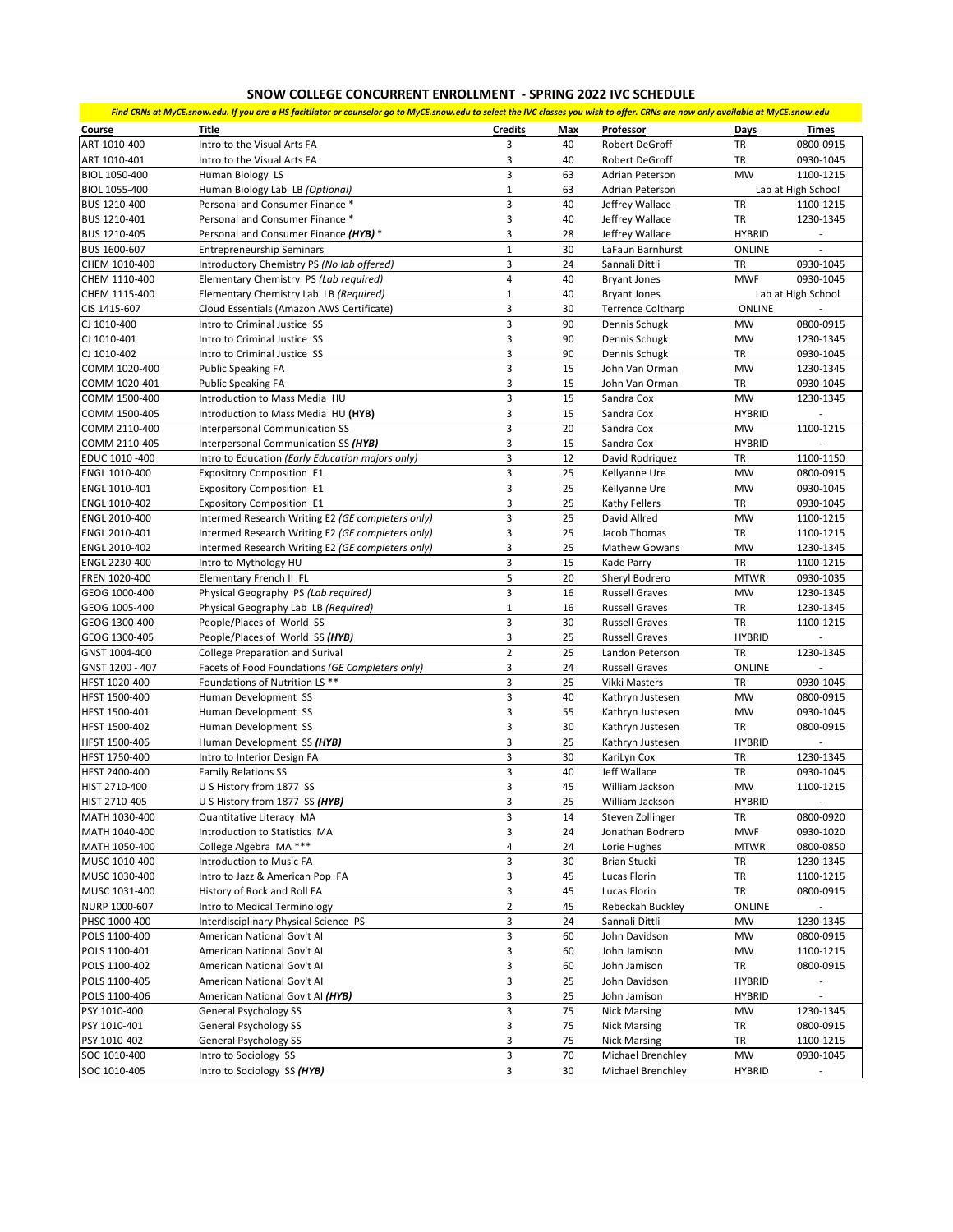# SNOW COLLEGE CONCURRENT ENROLLMENT - SPRING 2022 IVC SCHEDULE

*Find CRNs at MyCE.snow.edu. If you are a HS facitliator or counselor go to MyCE.snow.edu to select the IVC classes you wish to offer. CRNs are now only available at MyCE.snow.edu*

| Course | Title | Credits | Max | Professor | Days | Times |
|---|---|---|---|---|---|---|
| ART 1010-400 | Intro to the Visual Arts FA | 3 | 40 | Robert DeGroff | TR | 0800-0915 |
| ART 1010-401 | Intro to the Visual Arts FA | 3 | 40 | Robert DeGroff | TR | 0930-1045 |
| BIOL 1050-400 | Human Biology LS | 3 | 63 | Adrian Peterson | MW | 1100-1215 |
| BIOL 1055-400 | Human Biology Lab LB *(Optional)* | 1 | 63 | Adrian Peterson | Lab at High School | |
| BUS 1210-400 | Personal and Consumer Finance * | 3 | 40 | Jeffrey Wallace | TR | 1100-1215 |
| BUS 1210-401 | Personal and Consumer Finance * | 3 | 40 | Jeffrey Wallace | TR | 1230-1345 |
| BUS 1210-405 | Personal and Consumer Finance ***(HYB)*** * | 3 | 28 | Jeffrey Wallace | HYBRID | - |
| BUS 1600-607 | Entrepreneurship Seminars | 1 | 30 | LaFaun Barnhurst | ONLINE | - |
| CHEM 1010-400 | Introductory Chemistry PS *(No lab offered)* | 3 | 24 | Sannali Dittli | TR | 0930-1045 |
| CHEM 1110-400 | Elementary Chemistry PS *(Lab required)* | 4 | 40 | Bryant Jones | MWF | 0930-1045 |
| CHEM 1115-400 | Elementary Chemistry Lab LB *(Required)* | 1 | 40 | Bryant Jones | Lab at High School | |
| CIS 1415-607 | Cloud Essentials (Amazon AWS Certificate) | 3 | 30 | Terrence Coltharp | ONLINE | - |
| CJ 1010-400 | Intro to Criminal Justice SS | 3 | 90 | Dennis Schugk | MW | 0800-0915 |
| CJ 1010-401 | Intro to Criminal Justice SS | 3 | 90 | Dennis Schugk | MW | 1230-1345 |
| CJ 1010-402 | Intro to Criminal Justice SS | 3 | 90 | Dennis Schugk | TR | 0930-1045 |
| COMM 1020-400 | Public Speaking FA | 3 | 15 | John Van Orman | MW | 1230-1345 |
| COMM 1020-401 | Public Speaking FA | 3 | 15 | John Van Orman | TR | 0930-1045 |
| COMM 1500-400 | Introduction to Mass Media HU | 3 | 15 | Sandra Cox | MW | 1230-1345 |
| COMM 1500-405 | Introduction to Mass Media HU **(HYB)** | 3 | 15 | Sandra Cox | HYBRID | - |
| COMM 2110-400 | Interpersonal Communication SS | 3 | 20 | Sandra Cox | MW | 1100-1215 |
| COMM 2110-405 | Interpersonal Communication SS ***(HYB)*** | 3 | 15 | Sandra Cox | HYBRID | - |
| EDUC 1010 -400 | Intro to Education *(Early Education majors only)* | 3 | 12 | David Rodriquez | TR | 1100-1150 |
| ENGL 1010-400 | Expository Composition E1 | 3 | 25 | Kellyanne Ure | MW | 0800-0915 |
| ENGL 1010-401 | Expository Composition E1 | 3 | 25 | Kellyanne Ure | MW | 0930-1045 |
| ENGL 1010-402 | Expository Composition E1 | 3 | 25 | Kathy Fellers | TR | 0930-1045 |
| ENGL 2010-400 | Intermed Research Writing E2 *(GE completers only)* | 3 | 25 | David Allred | MW | 1100-1215 |
| ENGL 2010-401 | Intermed Research Writing E2 *(GE completers only)* | 3 | 25 | Jacob Thomas | TR | 1100-1215 |
| ENGL 2010-402 | Intermed Research Writing E2 *(GE completers only)* | 3 | 25 | Mathew Gowans | MW | 1230-1345 |
| ENGL 2230-400 | Intro to Mythology HU | 3 | 15 | Kade Parry | TR | 1100-1215 |
| FREN 1020-400 | Elementary French II FL | 5 | 20 | Sheryl Bodrero | MTWR | 0930-1035 |
| GEOG 1000-400 | Physical Geography PS *(Lab required)* | 3 | 16 | Russell Graves | MW | 1230-1345 |
| GEOG 1005-400 | Physical Geography Lab *(Required)* | 1 | 16 | Russell Graves | TR | 1230-1345 |
| GEOG 1300-400 | People/Places of World SS | 3 | 30 | Russell Graves | TR | 1100-1215 |
| GEOG 1300-405 | People/Places of World SS ***(HYB)*** | 3 | 25 | Russell Graves | HYBRID | - |
| GNST 1004-400 | College Preparation and Surival | 2 | 25 | Landon Peterson | TR | 1230-1345 |
| GNST 1200 - 407 | Facets of Food Foundations *(GE Completers only)* | 3 | 24 | Russell Graves | ONLINE | - |
| HFST 1020-400 | Foundations of Nutrition LS ** | 3 | 25 | Vikki Masters | TR | 0930-1045 |
| HFST 1500-400 | Human Development SS | 3 | 40 | Kathryn Justesen | MW | 0800-0915 |
| HFST 1500-401 | Human Development SS | 3 | 55 | Kathryn Justesen | MW | 0930-1045 |
| HFST 1500-402 | Human Development SS | 3 | 30 | Kathryn Justesen | TR | 0800-0915 |
| HFST 1500-406 | Human Development SS ***(HYB)*** | 3 | 25 | Kathryn Justesen | HYBRID | - |
| HFST 1750-400 | Intro to Interior Design FA | 3 | 30 | KariLyn Cox | TR | 1230-1345 |
| HFST 2400-400 | Family Relations SS | 3 | 40 | Jeff Wallace | TR | 0930-1045 |
| HIST 2710-400 | U S History from 1877 SS | 3 | 45 | William Jackson | MW | 1100-1215 |
| HIST 2710-405 | U S History from 1877 SS ***(HYB)*** | 3 | 25 | William Jackson | HYBRID | - |
| MATH 1030-400 | Quantitative Literacy MA | 3 | 14 | Steven Zollinger | TR | 0800-0920 |
| MATH 1040-400 | Introduction to Statistics MA | 3 | 24 | Jonathan Bodrero | MWF | 0930-1020 |
| MATH 1050-400 | College Algebra MA *** | 4 | 24 | Lorie Hughes | MTWR | 0800-0850 |
| MUSC 1010-400 | Introduction to Music FA | 3 | 30 | Brian Stucki | TR | 1230-1345 |
| MUSC 1030-400 | Intro to Jazz & American Pop FA | 3 | 45 | Lucas Florin | TR | 1100-1215 |
| MUSC 1031-400 | History of Rock and Roll FA | 3 | 45 | Lucas Florin | TR | 0800-0915 |
| NURP 1000-607 | Intro to Medical Terminology | 2 | 45 | Rebeckah Buckley | ONLINE | - |
| PHSC 1000-400 | Interdisciplinary Physical Science PS | 3 | 24 | Sannali Dittli | MW | 1230-1345 |
| POLS 1100-400 | American National Gov't AI | 3 | 60 | John Davidson | MW | 0800-0915 |
| POLS 1100-401 | American National Gov't AI | 3 | 60 | John Jamison | MW | 1100-1215 |
| POLS 1100-402 | American National Gov't AI | 3 | 60 | John Jamison | TR | 0800-0915 |
| POLS 1100-405 | American National Gov't AI | 3 | 25 | John Davidson | HYBRID | - |
| POLS 1100-406 | American National Gov't AI ***(HYB)*** | 3 | 25 | John Jamison | HYBRID | - |
| PSY 1010-400 | General Psychology SS | 3 | 75 | Nick Marsing | MW | 1230-1345 |
| PSY 1010-401 | General Psychology SS | 3 | 75 | Nick Marsing | TR | 0800-0915 |
| PSY 1010-402 | General Psychology SS | 3 | 75 | Nick Marsing | TR | 1100-1215 |
| SOC 1010-400 | Intro to Sociology SS | 3 | 70 | Michael Brenchley | MW | 0930-1045 |
| SOC 1010-405 | Intro to Sociology SS ***(HYB)*** | 3 | 30 | Michael Brenchley | HYBRID | - |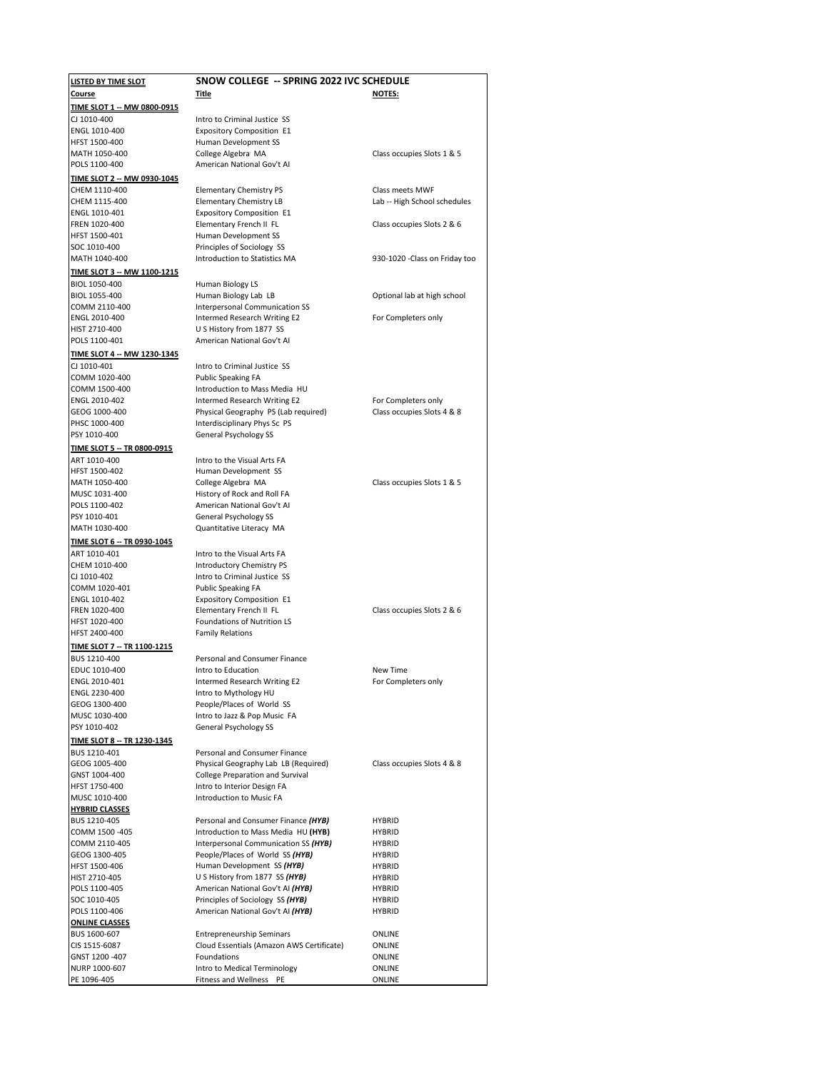| LISTED BY TIME SLOT | SNOW COLLEGE -- SPRING 2022 IVC SCHEDULE | |
|---|---|---|
| **Course** | **Title** | **NOTES:** |
| **TIME SLOT 1 -- MW 0800-0915** | | |
| CJ 1010-400 | Intro to Criminal Justice SS | |
| ENGL 1010-400 | Expository Composition E1 | |
| HFST 1500-400 | Human Development SS | |
| MATH 1050-400 | College Algebra MA | Class occupies Slots 1 & 5 |
| POLS 1100-400 | American National Gov't AI | |
| **TIME SLOT 2 -- MW 0930-1045** | | |
| CHEM 1110-400 | Elementary Chemistry PS | Class meets MWF |
| CHEM 1115-400 | Elementary Chemistry LB | Lab -- High School schedules |
| ENGL 1010-401 | Expository Composition E1 | |
| FREN 1020-400 | Elementary French II FL | Class occupies Slots 2 & 6 |
| HFST 1500-401 | Human Development SS | |
| SOC 1010-400 | Principles of Sociology SS | |
| MATH 1040-400 | Introduction to Statistics MA | 930-1020 -Class on Friday too |
| **TIME SLOT 3 -- MW 1100-1215** | | |
| BIOL 1050-400 | Human Biology LS | |
| BIOL 1055-400 | Human Biology Lab LB | Optional lab at high school |
| COMM 2110-400 | Interpersonal Communication SS | |
| ENGL 2010-400 | Intermed Research Writing E2 | For Completers only |
| HIST 2710-400 | U S History from 1877 SS | |
| POLS 1100-401 | American National Gov't AI | |
| **TIME SLOT 4 -- MW 1230-1345** | | |
| CJ 1010-401 | Intro to Criminal Justice SS | |
| COMM 1020-400 | Public Speaking FA | |
| COMM 1500-400 | Introduction to Mass Media HU | |
| ENGL 2010-402 | Intermed Research Writing E2 | For Completers only |
| GEOG 1000-400 | Physical Geography PS (Lab required) | Class occupies Slots 4 & 8 |
| PHSC 1000-400 | Interdisciplinary Phys Sc PS | |
| PSY 1010-400 | General Psychology SS | |
| **TIME SLOT 5 -- TR 0800-0915** | | |
| ART 1010-400 | Intro to the Visual Arts FA | |
| HFST 1500-402 | Human Development SS | |
| MATH 1050-400 | College Algebra MA | Class occupies Slots 1 & 5 |
| MUSC 1031-400 | History of Rock and Roll FA | |
| POLS 1100-402 | American National Gov't AI | |
| PSY 1010-401 | General Psychology SS | |
| MATH 1030-400 | Quantitative Literacy MA | |
| **TIME SLOT 6 -- TR 0930-1045** | | |
| ART 1010-401 | Intro to the Visual Arts FA | |
| CHEM 1010-400 | Introductory Chemistry PS | |
| CJ 1010-402 | Intro to Criminal Justice SS | |
| COMM 1020-401 | Public Speaking FA | |
| ENGL 1010-402 | Expository Composition E1 | |
| FREN 1020-400 | Elementary French II FL | Class occupies Slots 2 & 6 |
| HFST 1020-400 | Foundations of Nutrition LS | |
| HFST 2400-400 | Family Relations | |
| **TIME SLOT 7 -- TR 1100-1215** | | |
| BUS 1210-400 | Personal and Consumer Finance | |
| EDUC 1010-400 | Intro to Education | New Time |
| ENGL 2010-401 | Intermed Research Writing E2 | For Completers only |
| ENGL 2230-400 | Intro to Mythology HU | |
| GEOG 1300-400 | People/Places of World SS | |
| MUSC 1030-400 | Intro to Jazz & Pop Music FA | |
| PSY 1010-402 | General Psychology SS | |
| **TIME SLOT 8 -- TR 1230-1345** | | |
| BUS 1210-401 | Personal and Consumer Finance | |
| GEOG 1005-400 | Physical Geography Lab LB (Required) | Class occupies Slots 4 & 8 |
| GNST 1004-400 | College Preparation and Survival | |
| HFST 1750-400 | Intro to Interior Design FA | |
| MUSC 1010-400 | Introduction to Music FA | |
| **HYBRID CLASSES** | | |
| BUS 1210-405 | Personal and Consumer Finance ***(HYB)*** | HYBRID |
| COMM 1500 -405 | Introduction to Mass Media HU **(HYB)** | HYBRID |
| COMM 2110-405 | Interpersonal Communication SS ***(HYB)*** | HYBRID |
| GEOG 1300-405 | People/Places of World SS ***(HYB)*** | HYBRID |
| HFST 1500-406 | Human Development SS ***(HYB)*** | HYBRID |
| HIST 2710-405 | U S History from 1877 SS ***(HYB)*** | HYBRID |
| POLS 1100-405 | American National Gov't AI ***(HYB)*** | HYBRID |
| SOC 1010-405 | Principles of Sociology SS ***(HYB)*** | HYBRID |
| POLS 1100-406 | American National Gov't AI ***(HYB)*** | HYBRID |
| **ONLINE CLASSES** | | |
| BUS 1600-607 | Entrepreneurship Seminars | ONLINE |
| CIS 1515-6087 | Cloud Essentials (Amazon AWS Certificate) | ONLINE |
| GNST 1200 -407 | Foundations | ONLINE |
| NURP 1000-607 | Intro to Medical Terminology | ONLINE |
| PE 1096-405 | Fitness and Wellness PE | ONLINE |